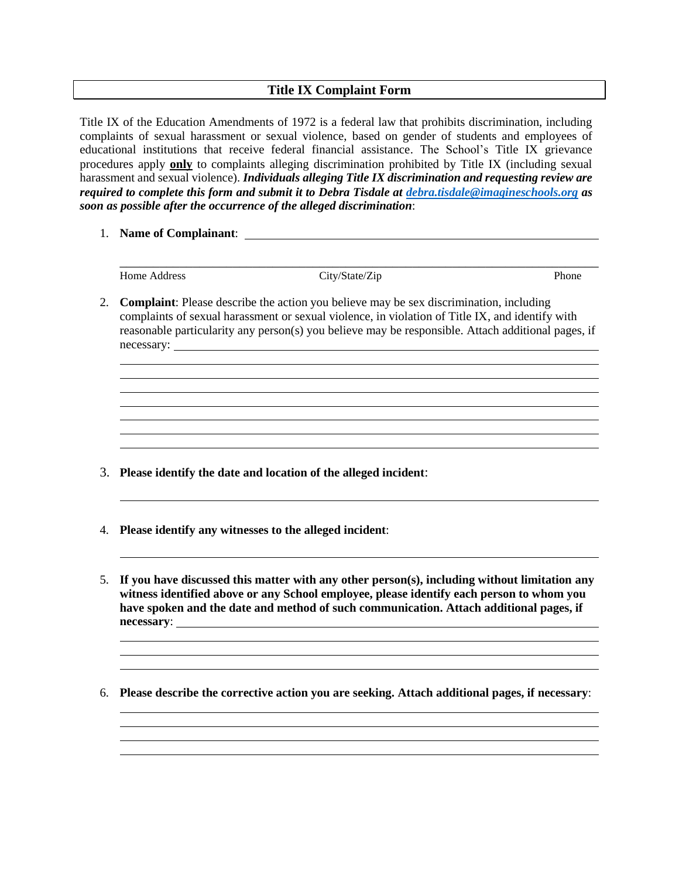# Title IX Complaint Form

Title IX of the Education Amendments of 1972 is a federal law that prohibits discrimination, including complaints of sexual harassment or sexual violence, based on gender of students and employees of educational institutions that receive federal financial assistance. The School's Title IX grievance procedures apply **only** to complaints alleging discrimination prohibited by Title IX (including sexual harassment and sexual violence). ***Individuals alleging Title IX discrimination and requesting review are required to complete this form and submit it to Debra Tisdale at [debra.tisdale@imagineschools.org](mailto:debra.tisdale@imagineschools.org) as soon as possible after the occurrence of the alleged discrimination***:

1. **Name of Complainant**: ______________________________________________

   ____________________________________________________________________

   Home Address                    City/State/Zip                    Phone

2. **Complaint**: Please describe the action you believe may be sex discrimination, including complaints of sexual harassment or sexual violence, in violation of Title IX, and identify with reasonable particularity any person(s) you believe may be responsible. Attach additional pages, if necessary: ______________________________________________

   ____________________________________________________________________

   ____________________________________________________________________

   ____________________________________________________________________

   ____________________________________________________________________

   ____________________________________________________________________

   ____________________________________________________________________

   ____________________________________________________________________

3. **Please identify the date and location of the alleged incident**:

   ____________________________________________________________________

4. **Please identify any witnesses to the alleged incident**:

   ____________________________________________________________________

5. **If you have discussed this matter with any other person(s), including without limitation any witness identified above or any School employee, please identify each person to whom you have spoken and the date and method of such communication. Attach additional pages, if necessary**: ______________________________________________

   ____________________________________________________________________

   ____________________________________________________________________

   ____________________________________________________________________

6. **Please describe the corrective action you are seeking. Attach additional pages, if necessary**:

   ____________________________________________________________________

   ____________________________________________________________________

   ____________________________________________________________________

   ____________________________________________________________________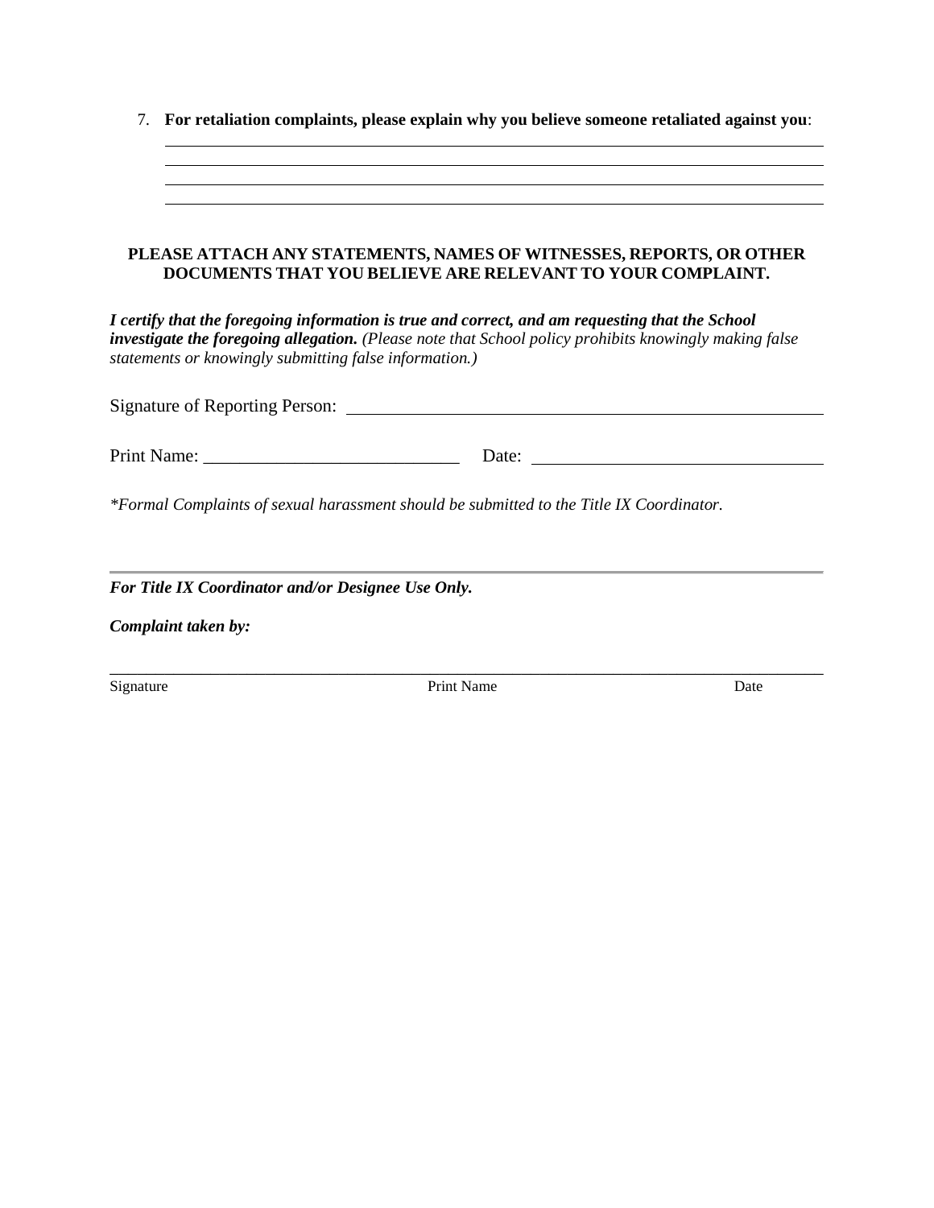7. **For retaliation complaints, please explain why you believe someone retaliated against you**:

______________________________________________________________________________
______________________________________________________________________________
______________________________________________________________________________
______________________________________________________________________________

**PLEASE ATTACH ANY STATEMENTS, NAMES OF WITNESSES, REPORTS, OR OTHER DOCUMENTS THAT YOU BELIEVE ARE RELEVANT TO YOUR COMPLAINT.**

***I certify that the foregoing information is true and correct, and am requesting that the School investigate the foregoing allegation.*** *(Please note that School policy prohibits knowingly making false statements or knowingly submitting false information.)*

Signature of Reporting Person: ______________________________________________

Print Name: ____________________________ Date: ________________________________

**Formal Complaints of sexual harassment should be submitted to the Title IX Coordinator.*

---

***For Title IX Coordinator and/or Designee Use Only.***

***Complaint taken by:***

______________________________________________________________________________

Signature                                        Print Name                                        Date